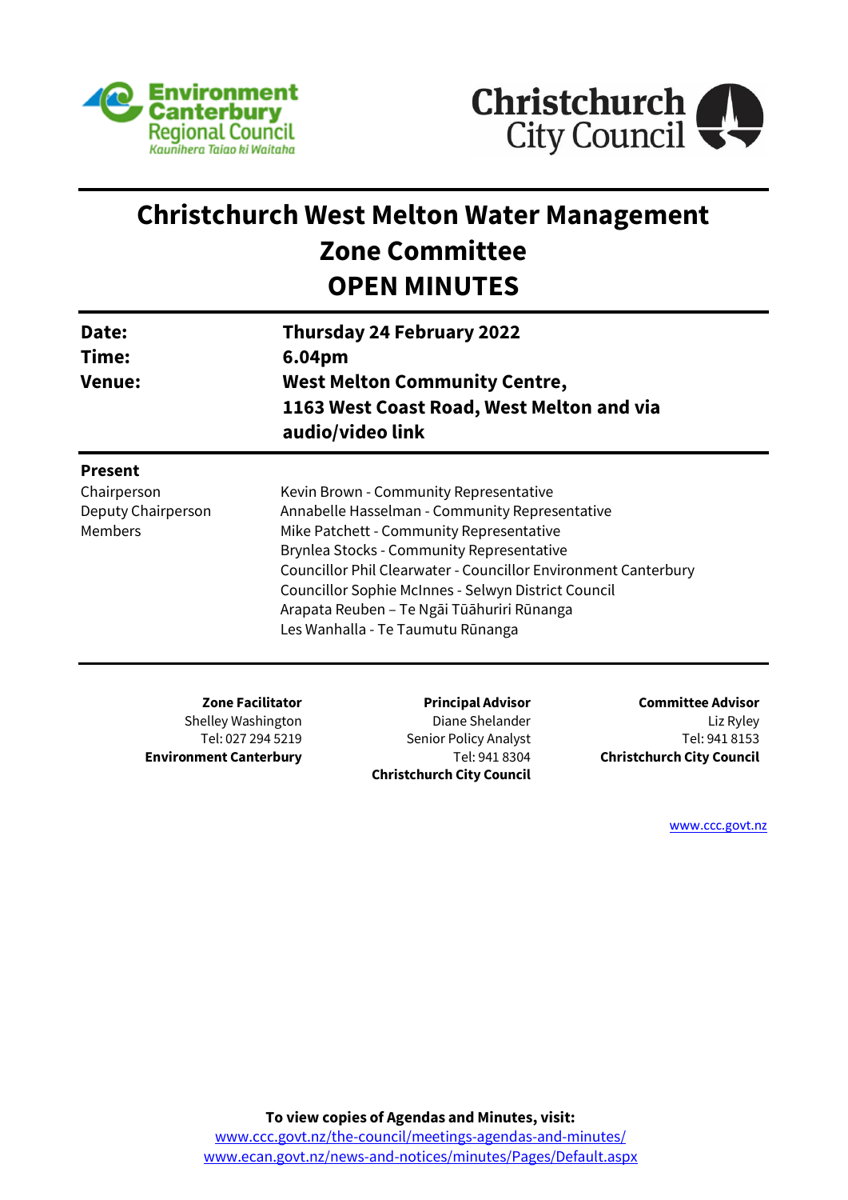Environment Canterbury Regional Council
Kaunihera Taiao ki Waitaha

Christchurch City Council

# Christchurch West Melton Water Management Zone Committee
# OPEN MINUTES

| | |
|---|---|
| **Date:** | **Thursday 24 February 2022** |
| **Time:** | **6.04pm** |
| **Venue:** | **West Melton Community Centre, 1163 West Coast Road, West Melton and via audio/video link** |

**Present**

| | |
|---|---|
| Chairperson | Kevin Brown - Community Representative |
| Deputy Chairperson | Annabelle Hasselman - Community Representative |
| Members | Mike Patchett - Community Representative |
| | Brynlea Stocks - Community Representative |
| | Councillor Phil Clearwater - Councillor Environment Canterbury |
| | Councillor Sophie McInnes - Selwyn District Council |
| | Arapata Reuben – Te Ngāi Tūāhuriri Rūnanga |
| | Les Wanhalla - Te Taumutu Rūnanga |

**Zone Facilitator**
Shelley Washington
Tel: 027 294 5219
**Environment Canterbury**

**Principal Advisor**
Diane Shelander
Senior Policy Analyst
Tel: 941 8304
**Christchurch City Council**

**Committee Advisor**
Liz Ryley
Tel: 941 8153
**Christchurch City Council**

www.ccc.govt.nz

**To view copies of Agendas and Minutes, visit:**
www.ccc.govt.nz/the-council/meetings-agendas-and-minutes/
www.ecan.govt.nz/news-and-notices/minutes/Pages/Default.aspx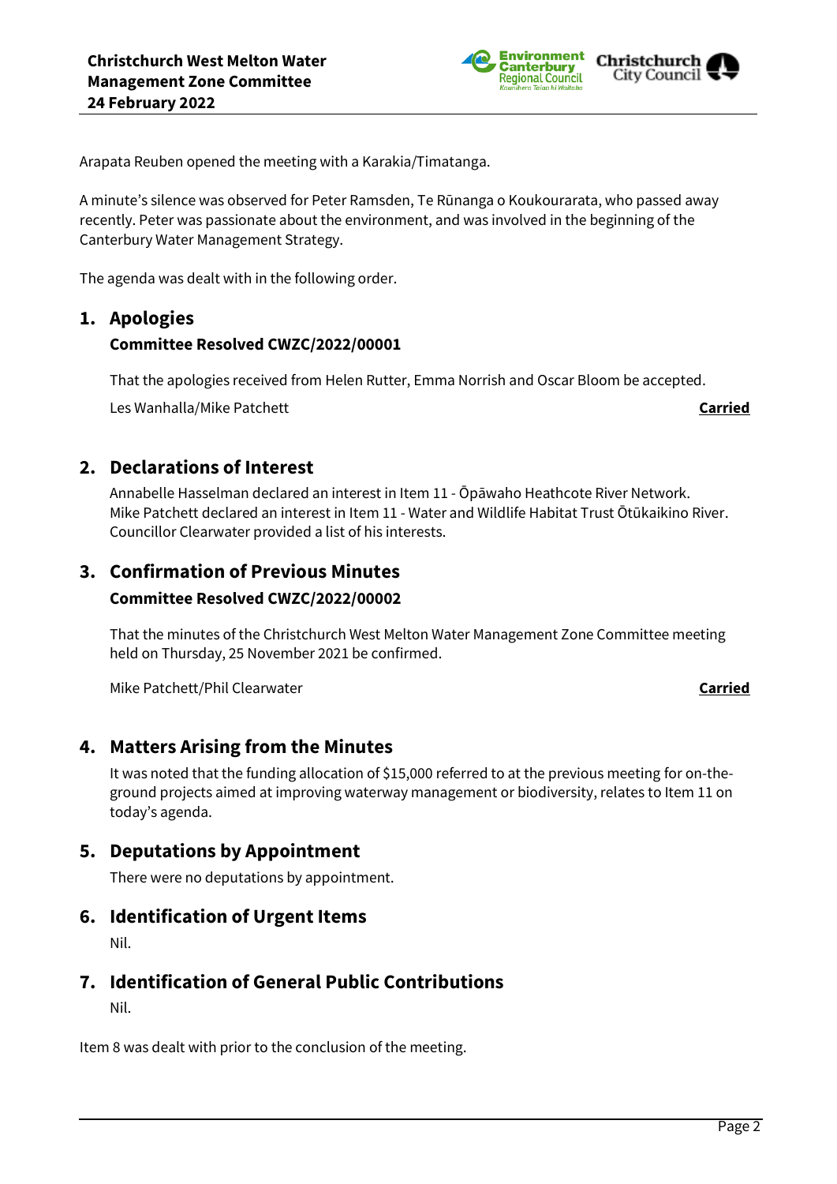Arapata Reuben opened the meeting with a Karakia/Timatanga.

A minute's silence was observed for Peter Ramsden, Te Rūnanga o Koukourarata, who passed away recently. Peter was passionate about the environment, and was involved in the beginning of the Canterbury Water Management Strategy.

The agenda was dealt with in the following order.

## 1. Apologies

### Committee Resolved CWZC/2022/00001

That the apologies received from Helen Rutter, Emma Norrish and Oscar Bloom be accepted.

Les Wanhalla/Mike Patchett **Carried**

## 2. Declarations of Interest

Annabelle Hasselman declared an interest in Item 11 - Ōpāwaho Heathcote River Network.
Mike Patchett declared an interest in Item 11 - Water and Wildlife Habitat Trust Ōtūkaikino River.
Councillor Clearwater provided a list of his interests.

## 3. Confirmation of Previous Minutes

### Committee Resolved CWZC/2022/00002

That the minutes of the Christchurch West Melton Water Management Zone Committee meeting held on Thursday, 25 November 2021 be confirmed.

Mike Patchett/Phil Clearwater **Carried**

## 4. Matters Arising from the Minutes

It was noted that the funding allocation of $15,000 referred to at the previous meeting for on-the-ground projects aimed at improving waterway management or biodiversity, relates to Item 11 on today's agenda.

## 5. Deputations by Appointment

There were no deputations by appointment.

## 6. Identification of Urgent Items

Nil.

## 7. Identification of General Public Contributions

Nil.

Item 8 was dealt with prior to the conclusion of the meeting.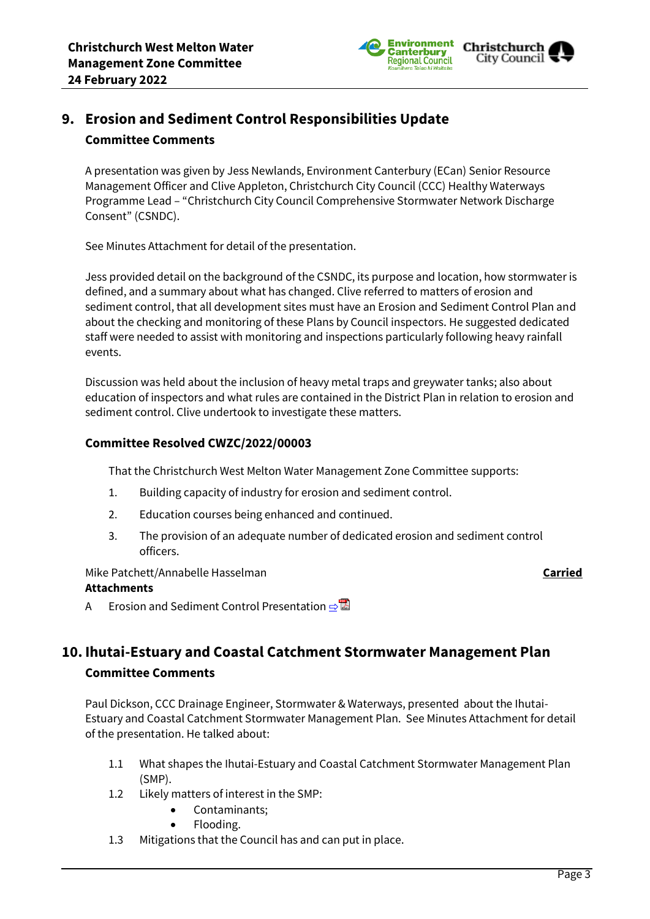## 9. Erosion and Sediment Control Responsibilities Update

### Committee Comments

A presentation was given by Jess Newlands, Environment Canterbury (ECan) Senior Resource Management Officer and Clive Appleton, Christchurch City Council (CCC) Healthy Waterways Programme Lead – "Christchurch City Council Comprehensive Stormwater Network Discharge Consent" (CSNDC).

See Minutes Attachment for detail of the presentation.

Jess provided detail on the background of the CSNDC, its purpose and location, how stormwater is defined, and a summary about what has changed. Clive referred to matters of erosion and sediment control, that all development sites must have an Erosion and Sediment Control Plan and about the checking and monitoring of these Plans by Council inspectors. He suggested dedicated staff were needed to assist with monitoring and inspections particularly following heavy rainfall events.

Discussion was held about the inclusion of heavy metal traps and greywater tanks; also about education of inspectors and what rules are contained in the District Plan in relation to erosion and sediment control. Clive undertook to investigate these matters.

### Committee Resolved CWZC/2022/00003

That the Christchurch West Melton Water Management Zone Committee supports:

1. Building capacity of industry for erosion and sediment control.
2. Education courses being enhanced and continued.
3. The provision of an adequate number of dedicated erosion and sediment control officers.

Mike Patchett/Annabelle Hasselman **Carried**

**Attachments**

A Erosion and Sediment Control Presentation

## 10. Ihutai-Estuary and Coastal Catchment Stormwater Management Plan

### Committee Comments

Paul Dickson, CCC Drainage Engineer, Stormwater & Waterways, presented about the Ihutai-Estuary and Coastal Catchment Stormwater Management Plan. See Minutes Attachment for detail of the presentation. He talked about:

1.1 What shapes the Ihutai-Estuary and Coastal Catchment Stormwater Management Plan (SMP).

1.2 Likely matters of interest in the SMP:
- Contaminants;
- Flooding.

1.3 Mitigations that the Council has and can put in place.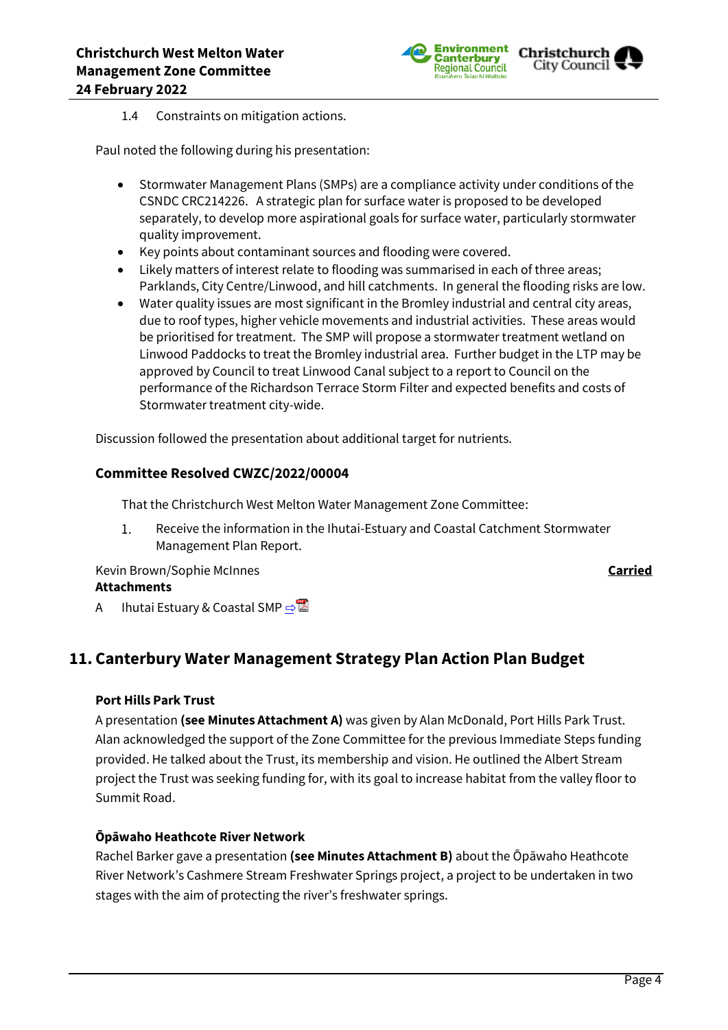1.4 Constraints on mitigation actions.

Paul noted the following during his presentation:

- Stormwater Management Plans (SMPs) are a compliance activity under conditions of the CSNDC CRC214226. A strategic plan for surface water is proposed to be developed separately, to develop more aspirational goals for surface water, particularly stormwater quality improvement.
- Key points about contaminant sources and flooding were covered.
- Likely matters of interest relate to flooding was summarised in each of three areas; Parklands, City Centre/Linwood, and hill catchments. In general the flooding risks are low.
- Water quality issues are most significant in the Bromley industrial and central city areas, due to roof types, higher vehicle movements and industrial activities. These areas would be prioritised for treatment. The SMP will propose a stormwater treatment wetland on Linwood Paddocks to treat the Bromley industrial area. Further budget in the LTP may be approved by Council to treat Linwood Canal subject to a report to Council on the performance of the Richardson Terrace Storm Filter and expected benefits and costs of Stormwater treatment city-wide.

Discussion followed the presentation about additional target for nutrients.

### Committee Resolved CWZC/2022/00004

That the Christchurch West Melton Water Management Zone Committee:

1. Receive the information in the Ihutai-Estuary and Coastal Catchment Stormwater Management Plan Report.

Kevin Brown/Sophie McInnes **Carried**

**Attachments**

A Ihutai Estuary & Coastal SMP ⇨

## 11. Canterbury Water Management Strategy Plan Action Plan Budget

### Port Hills Park Trust

A presentation **(see Minutes Attachment A)** was given by Alan McDonald, Port Hills Park Trust. Alan acknowledged the support of the Zone Committee for the previous Immediate Steps funding provided. He talked about the Trust, its membership and vision. He outlined the Albert Stream project the Trust was seeking funding for, with its goal to increase habitat from the valley floor to Summit Road.

### Ōpāwaho Heathcote River Network

Rachel Barker gave a presentation **(see Minutes Attachment B)** about the Ōpāwaho Heathcote River Network's Cashmere Stream Freshwater Springs project, a project to be undertaken in two stages with the aim of protecting the river's freshwater springs.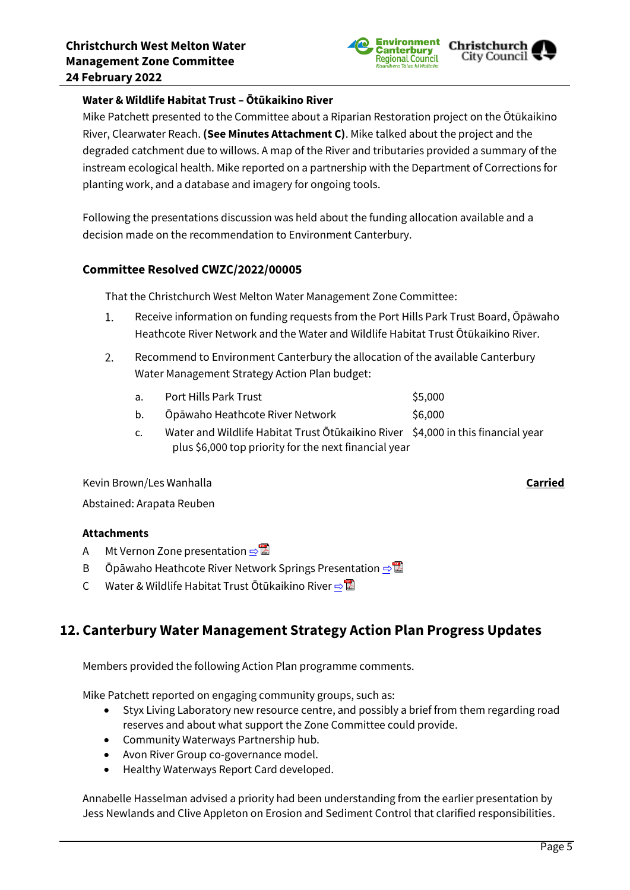### Water & Wildlife Habitat Trust – Ōtūkaikino River

Mike Patchett presented to the Committee about a Riparian Restoration project on the Ōtūkaikino River, Clearwater Reach. **(See Minutes Attachment C)**. Mike talked about the project and the degraded catchment due to willows. A map of the River and tributaries provided a summary of the instream ecological health. Mike reported on a partnership with the Department of Corrections for planting work, and a database and imagery for ongoing tools.

Following the presentations discussion was held about the funding allocation available and a decision made on the recommendation to Environment Canterbury.

### Committee Resolved CWZC/2022/00005

That the Christchurch West Melton Water Management Zone Committee:

1. Receive information on funding requests from the Port Hills Park Trust Board, Ōpāwaho Heathcote River Network and the Water and Wildlife Habitat Trust Ōtūkaikino River.
2. Recommend to Environment Canterbury the allocation of the available Canterbury Water Management Strategy Action Plan budget:
   a. Port Hills Park Trust — $5,000
   b. Ōpāwaho Heathcote River Network — $6,000
   c. Water and Wildlife Habitat Trust Ōtūkaikino River — $4,000 in this financial year plus $6,000 top priority for the next financial year

Kevin Brown/Les Wanhalla — **Carried**

Abstained: Arapata Reuben

**Attachments**

A Mt Vernon Zone presentation

B Ōpāwaho Heathcote River Network Springs Presentation

C Water & Wildlife Habitat Trust Ōtūkaikino River

## 12. Canterbury Water Management Strategy Action Plan Progress Updates

Members provided the following Action Plan programme comments.

Mike Patchett reported on engaging community groups, such as:

- Styx Living Laboratory new resource centre, and possibly a brief from them regarding road reserves and about what support the Zone Committee could provide.
- Community Waterways Partnership hub.
- Avon River Group co-governance model.
- Healthy Waterways Report Card developed.

Annabelle Hasselman advised a priority had been understanding from the earlier presentation by Jess Newlands and Clive Appleton on Erosion and Sediment Control that clarified responsibilities.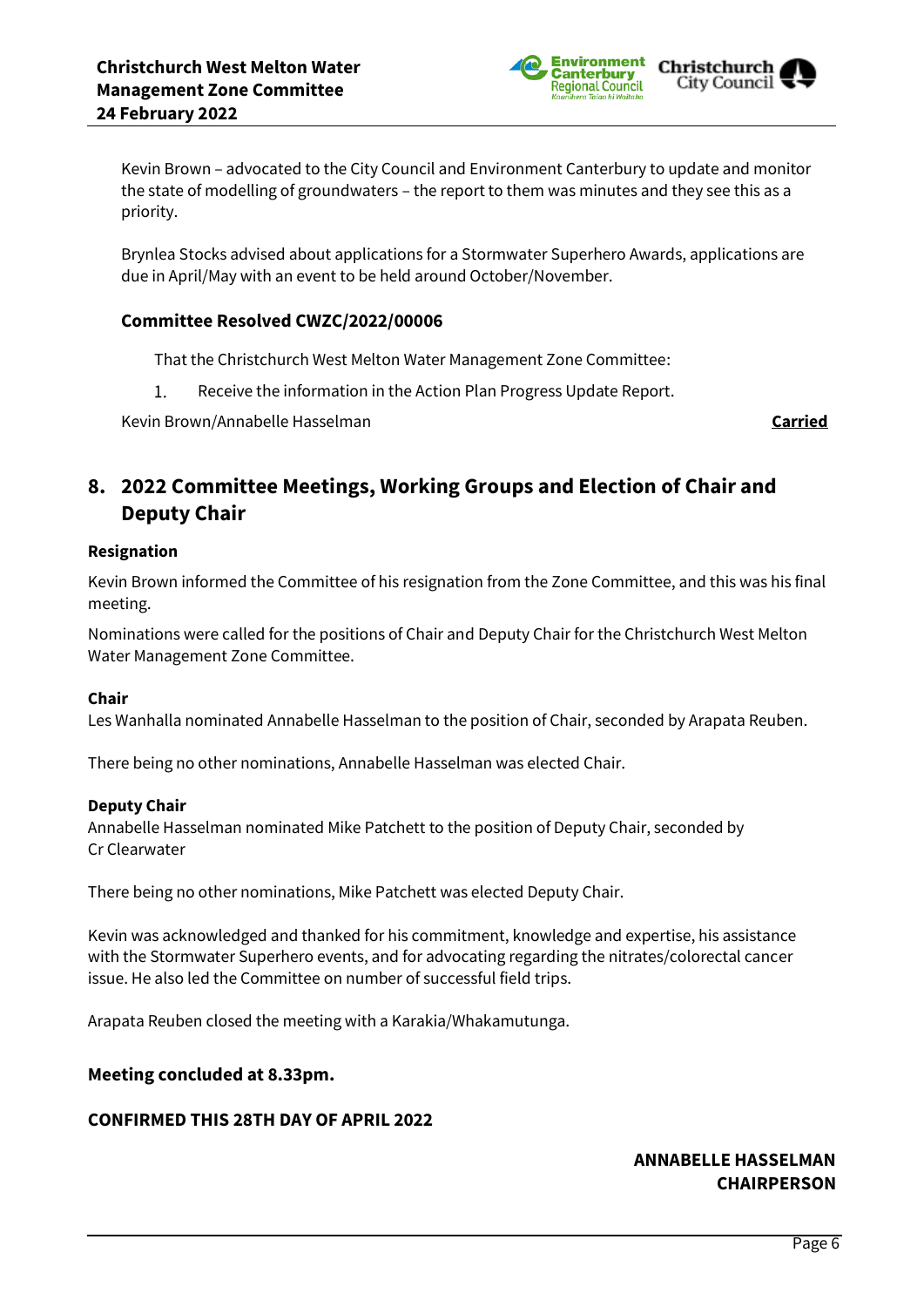Kevin Brown – advocated to the City Council and Environment Canterbury to update and monitor the state of modelling of groundwaters – the report to them was minutes and they see this as a priority.

Brynlea Stocks advised about applications for a Stormwater Superhero Awards, applications are due in April/May with an event to be held around October/November.

**Committee Resolved CWZC/2022/00006**

That the Christchurch West Melton Water Management Zone Committee:

1. Receive the information in the Action Plan Progress Update Report.

Kevin Brown/Annabelle Hasselman **Carried**

## 8. 2022 Committee Meetings, Working Groups and Election of Chair and Deputy Chair

**Resignation**

Kevin Brown informed the Committee of his resignation from the Zone Committee, and this was his final meeting.

Nominations were called for the positions of Chair and Deputy Chair for the Christchurch West Melton Water Management Zone Committee.

**Chair**
Les Wanhalla nominated Annabelle Hasselman to the position of Chair, seconded by Arapata Reuben.

There being no other nominations, Annabelle Hasselman was elected Chair.

**Deputy Chair**
Annabelle Hasselman nominated Mike Patchett to the position of Deputy Chair, seconded by Cr Clearwater

There being no other nominations, Mike Patchett was elected Deputy Chair.

Kevin was acknowledged and thanked for his commitment, knowledge and expertise, his assistance with the Stormwater Superhero events, and for advocating regarding the nitrates/colorectal cancer issue. He also led the Committee on number of successful field trips.

Arapata Reuben closed the meeting with a Karakia/Whakamutunga.

**Meeting concluded at 8.33pm.**

**CONFIRMED THIS 28TH DAY OF APRIL 2022**

**ANNABELLE HASSELMAN**
**CHAIRPERSON**